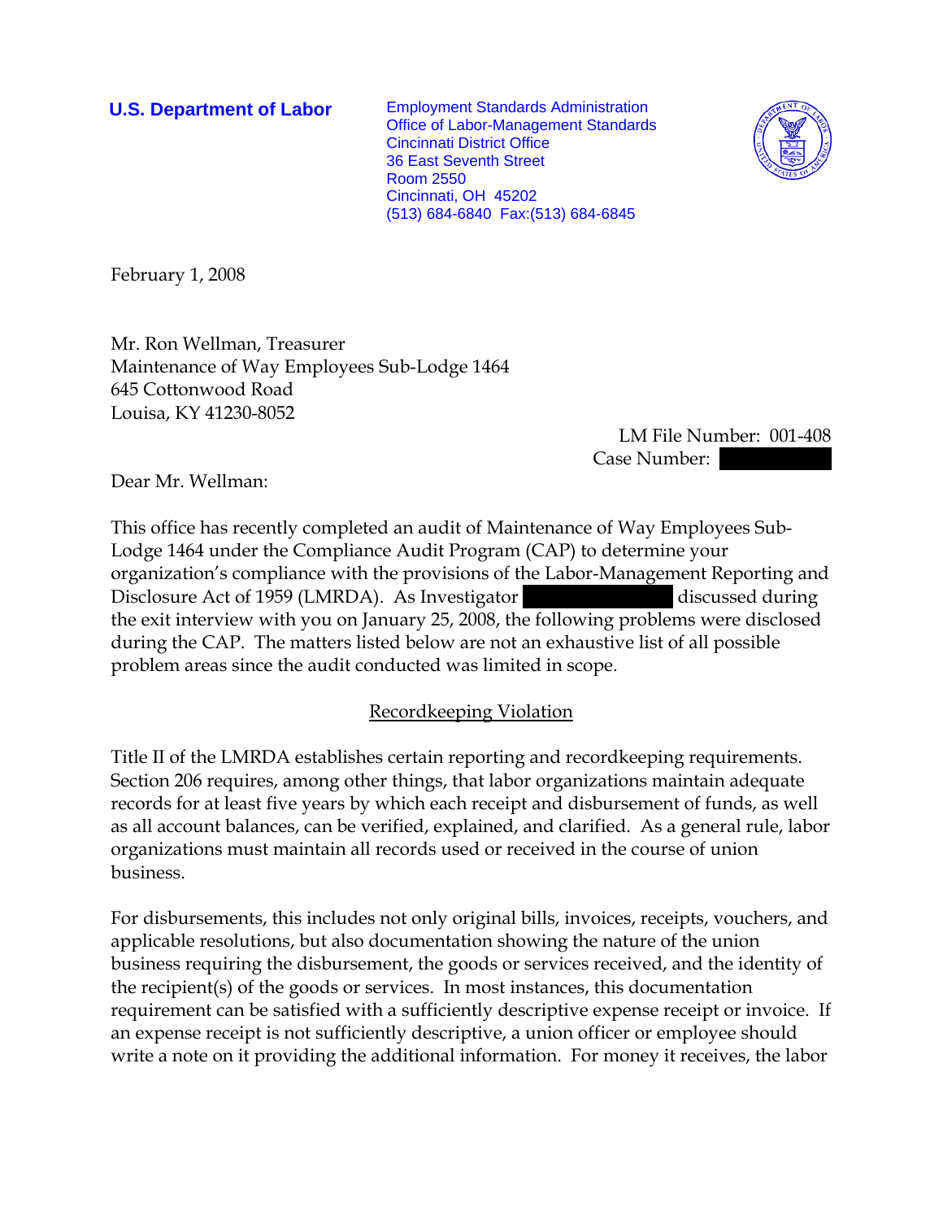**U.S. Department of Labor**

Employment Standards Administration
Office of Labor-Management Standards
Cincinnati District Office
36 East Seventh Street
Room 2550
Cincinnati, OH 45202
(513) 684-6840 Fax:(513) 684-6845

February 1, 2008

Mr. Ron Wellman, Treasurer
Maintenance of Way Employees Sub-Lodge 1464
645 Cottonwood Road
Louisa, KY 41230-8052

LM File Number: 001-408
Case Number: 

Dear Mr. Wellman:

This office has recently completed an audit of Maintenance of Way Employees Sub-Lodge 1464 under the Compliance Audit Program (CAP) to determine your organization's compliance with the provisions of the Labor-Management Reporting and Disclosure Act of 1959 (LMRDA). As Investigator  discussed during the exit interview with you on January 25, 2008, the following problems were disclosed during the CAP. The matters listed below are not an exhaustive list of all possible problem areas since the audit conducted was limited in scope.

## Recordkeeping Violation

Title II of the LMRDA establishes certain reporting and recordkeeping requirements. Section 206 requires, among other things, that labor organizations maintain adequate records for at least five years by which each receipt and disbursement of funds, as well as all account balances, can be verified, explained, and clarified. As a general rule, labor organizations must maintain all records used or received in the course of union business.

For disbursements, this includes not only original bills, invoices, receipts, vouchers, and applicable resolutions, but also documentation showing the nature of the union business requiring the disbursement, the goods or services received, and the identity of the recipient(s) of the goods or services. In most instances, this documentation requirement can be satisfied with a sufficiently descriptive expense receipt or invoice. If an expense receipt is not sufficiently descriptive, a union officer or employee should write a note on it providing the additional information. For money it receives, the labor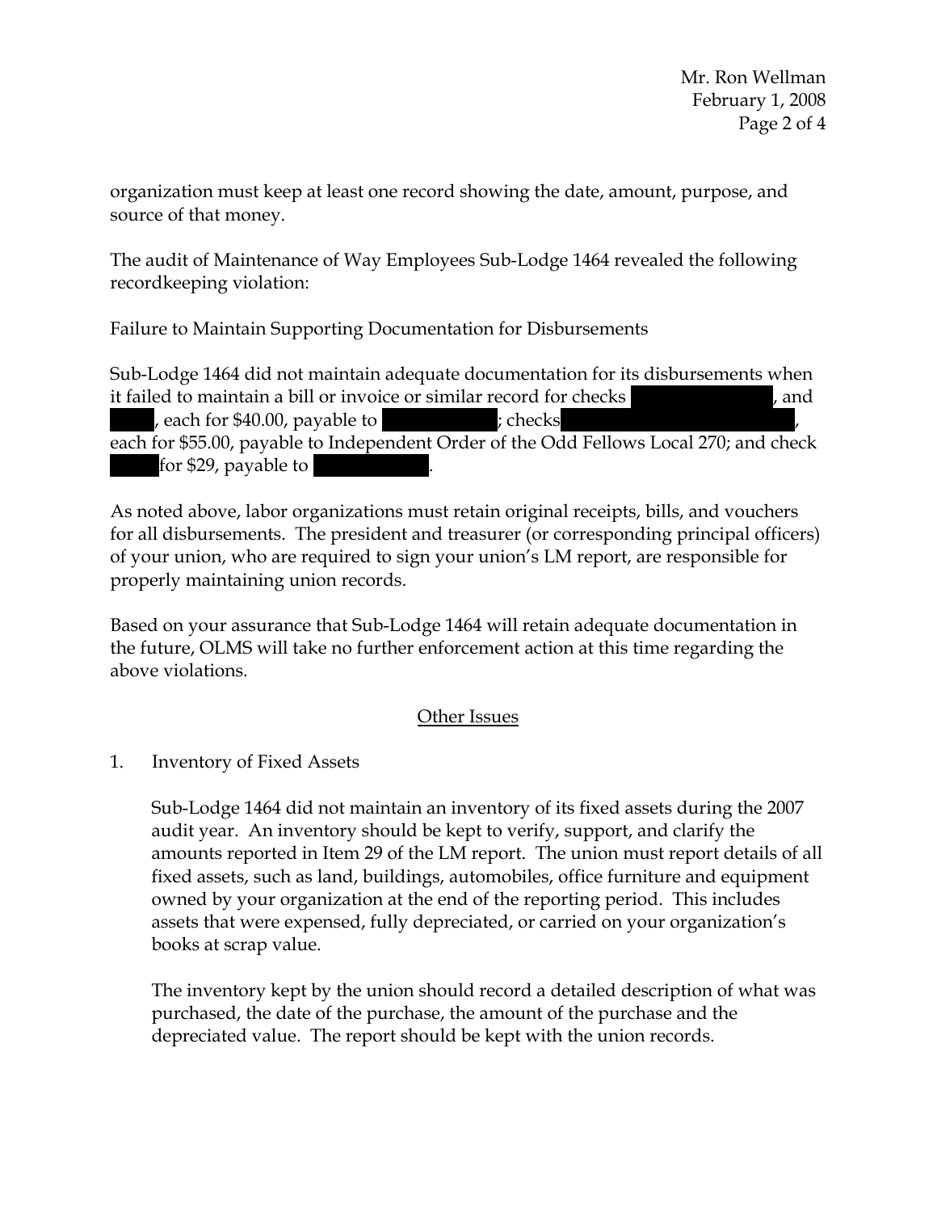organization must keep at least one record showing the date, amount, purpose, and source of that money.

The audit of Maintenance of Way Employees Sub-Lodge 1464 revealed the following recordkeeping violation:

Failure to Maintain Supporting Documentation for Disbursements

Sub-Lodge 1464 did not maintain adequate documentation for its disbursements when it failed to maintain a bill or invoice or similar record for checks , and , each for $40.00, payable to ; checks , each for $55.00, payable to Independent Order of the Odd Fellows Local 270; and check for $29, payable to .

As noted above, labor organizations must retain original receipts, bills, and vouchers for all disbursements. The president and treasurer (or corresponding principal officers) of your union, who are required to sign your union's LM report, are responsible for properly maintaining union records.

Based on your assurance that Sub-Lodge 1464 will retain adequate documentation in the future, OLMS will take no further enforcement action at this time regarding the above violations.

## Other Issues

1. Inventory of Fixed Assets

   Sub-Lodge 1464 did not maintain an inventory of its fixed assets during the 2007 audit year. An inventory should be kept to verify, support, and clarify the amounts reported in Item 29 of the LM report. The union must report details of all fixed assets, such as land, buildings, automobiles, office furniture and equipment owned by your organization at the end of the reporting period. This includes assets that were expensed, fully depreciated, or carried on your organization's books at scrap value.

   The inventory kept by the union should record a detailed description of what was purchased, the date of the purchase, the amount of the purchase and the depreciated value. The report should be kept with the union records.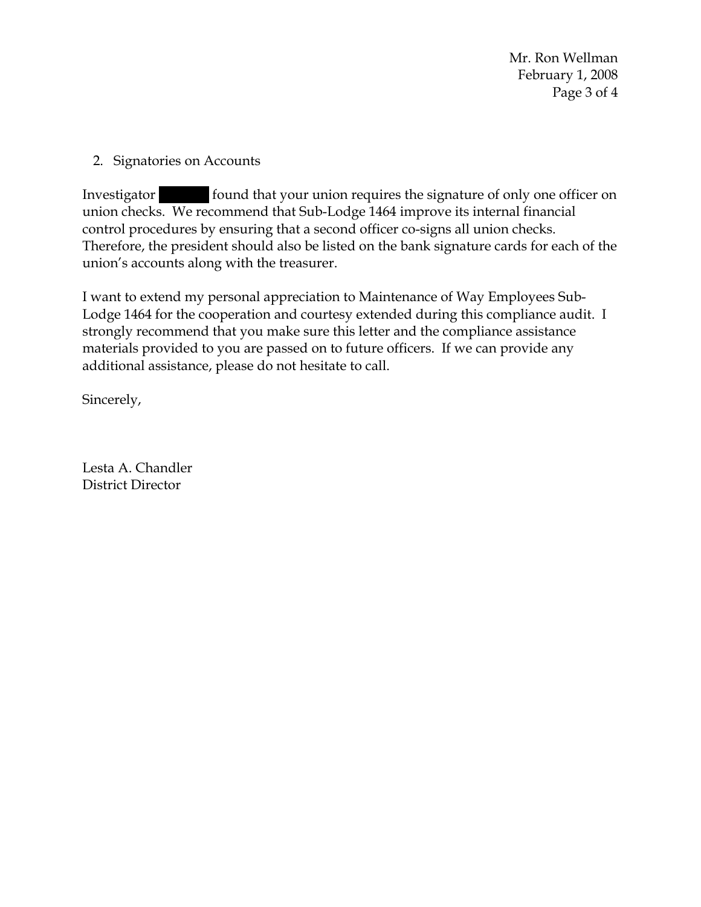2. Signatories on Accounts

Investigator [redacted] found that your union requires the signature of only one officer on union checks. We recommend that Sub-Lodge 1464 improve its internal financial control procedures by ensuring that a second officer co-signs all union checks. Therefore, the president should also be listed on the bank signature cards for each of the union's accounts along with the treasurer.

I want to extend my personal appreciation to Maintenance of Way Employees Sub-Lodge 1464 for the cooperation and courtesy extended during this compliance audit. I strongly recommend that you make sure this letter and the compliance assistance materials provided to you are passed on to future officers. If we can provide any additional assistance, please do not hesitate to call.

Sincerely,

Lesta A. Chandler
District Director